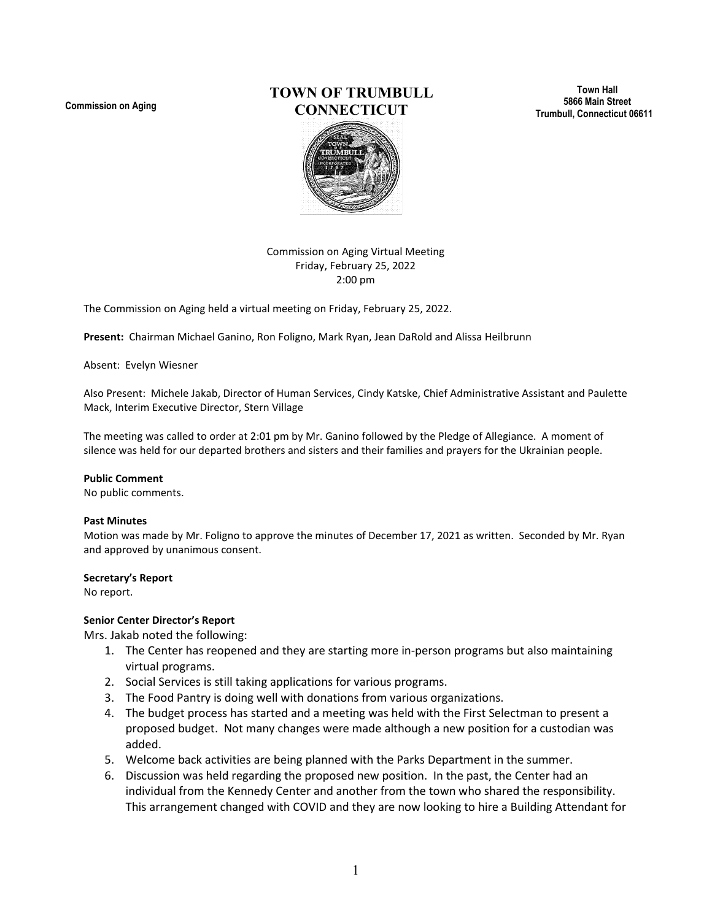**Commission on Aging**

# TOWN OF TRUMBULL CONNECTICUT

**Town Hall**
**5866 Main Street**
**Trumbull, Connecticut 06611**

Commission on Aging Virtual Meeting
Friday, February 25, 2022
2:00 pm

The Commission on Aging held a virtual meeting on Friday, February 25, 2022.

**Present:** Chairman Michael Ganino, Ron Foligno, Mark Ryan, Jean DaRold and Alissa Heilbrunn

Absent: Evelyn Wiesner

Also Present: Michele Jakab, Director of Human Services, Cindy Katske, Chief Administrative Assistant and Paulette Mack, Interim Executive Director, Stern Village

The meeting was called to order at 2:01 pm by Mr. Ganino followed by the Pledge of Allegiance. A moment of silence was held for our departed brothers and sisters and their families and prayers for the Ukrainian people.

**Public Comment**
No public comments.

**Past Minutes**
Motion was made by Mr. Foligno to approve the minutes of December 17, 2021 as written. Seconded by Mr. Ryan and approved by unanimous consent.

**Secretary's Report**
No report.

**Senior Center Director's Report**
Mrs. Jakab noted the following:

1. The Center has reopened and they are starting more in-person programs but also maintaining virtual programs.
2. Social Services is still taking applications for various programs.
3. The Food Pantry is doing well with donations from various organizations.
4. The budget process has started and a meeting was held with the First Selectman to present a proposed budget. Not many changes were made although a new position for a custodian was added.
5. Welcome back activities are being planned with the Parks Department in the summer.
6. Discussion was held regarding the proposed new position. In the past, the Center had an individual from the Kennedy Center and another from the town who shared the responsibility. This arrangement changed with COVID and they are now looking to hire a Building Attendant for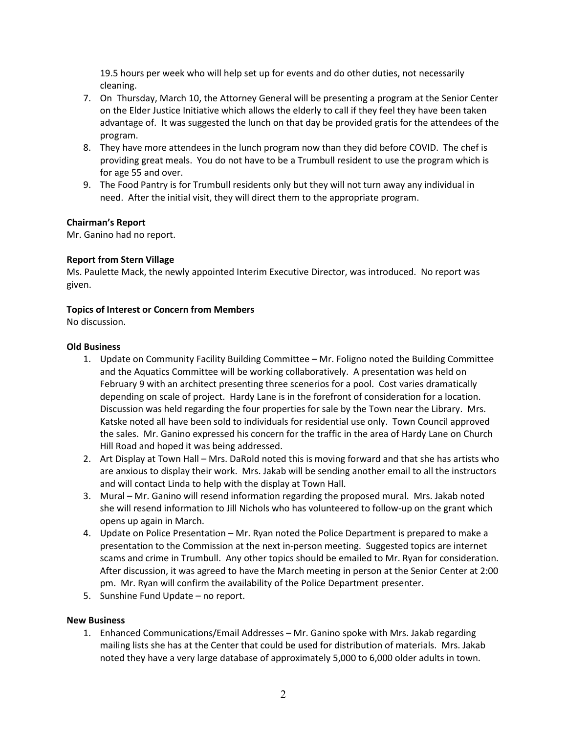19.5 hours per week who will help set up for events and do other duties, not necessarily cleaning.

7. On Thursday, March 10, the Attorney General will be presenting a program at the Senior Center on the Elder Justice Initiative which allows the elderly to call if they feel they have been taken advantage of. It was suggested the lunch on that day be provided gratis for the attendees of the program.
8. They have more attendees in the lunch program now than they did before COVID. The chef is providing great meals. You do not have to be a Trumbull resident to use the program which is for age 55 and over.
9. The Food Pantry is for Trumbull residents only but they will not turn away any individual in need. After the initial visit, they will direct them to the appropriate program.

**Chairman's Report**

Mr. Ganino had no report.

**Report from Stern Village**

Ms. Paulette Mack, the newly appointed Interim Executive Director, was introduced. No report was given.

**Topics of Interest or Concern from Members**

No discussion.

**Old Business**

1. Update on Community Facility Building Committee – Mr. Foligno noted the Building Committee and the Aquatics Committee will be working collaboratively. A presentation was held on February 9 with an architect presenting three scenerios for a pool. Cost varies dramatically depending on scale of project. Hardy Lane is in the forefront of consideration for a location. Discussion was held regarding the four properties for sale by the Town near the Library. Mrs. Katske noted all have been sold to individuals for residential use only. Town Council approved the sales. Mr. Ganino expressed his concern for the traffic in the area of Hardy Lane on Church Hill Road and hoped it was being addressed.
2. Art Display at Town Hall – Mrs. DaRold noted this is moving forward and that she has artists who are anxious to display their work. Mrs. Jakab will be sending another email to all the instructors and will contact Linda to help with the display at Town Hall.
3. Mural – Mr. Ganino will resend information regarding the proposed mural. Mrs. Jakab noted she will resend information to Jill Nichols who has volunteered to follow-up on the grant which opens up again in March.
4. Update on Police Presentation – Mr. Ryan noted the Police Department is prepared to make a presentation to the Commission at the next in-person meeting. Suggested topics are internet scams and crime in Trumbull. Any other topics should be emailed to Mr. Ryan for consideration. After discussion, it was agreed to have the March meeting in person at the Senior Center at 2:00 pm. Mr. Ryan will confirm the availability of the Police Department presenter.
5. Sunshine Fund Update – no report.

**New Business**

1. Enhanced Communications/Email Addresses – Mr. Ganino spoke with Mrs. Jakab regarding mailing lists she has at the Center that could be used for distribution of materials. Mrs. Jakab noted they have a very large database of approximately 5,000 to 6,000 older adults in town.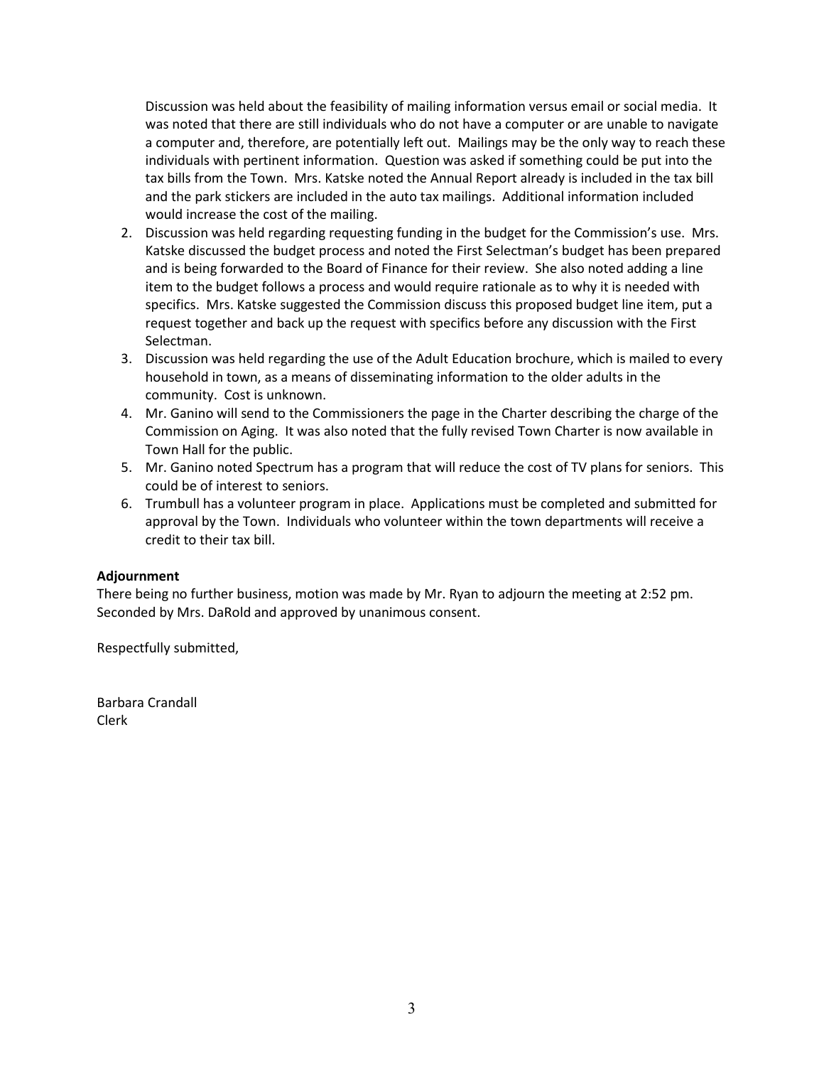Discussion was held about the feasibility of mailing information versus email or social media. It was noted that there are still individuals who do not have a computer or are unable to navigate a computer and, therefore, are potentially left out. Mailings may be the only way to reach these individuals with pertinent information. Question was asked if something could be put into the tax bills from the Town. Mrs. Katske noted the Annual Report already is included in the tax bill and the park stickers are included in the auto tax mailings. Additional information included would increase the cost of the mailing.

2. Discussion was held regarding requesting funding in the budget for the Commission's use. Mrs. Katske discussed the budget process and noted the First Selectman's budget has been prepared and is being forwarded to the Board of Finance for their review. She also noted adding a line item to the budget follows a process and would require rationale as to why it is needed with specifics. Mrs. Katske suggested the Commission discuss this proposed budget line item, put a request together and back up the request with specifics before any discussion with the First Selectman.
3. Discussion was held regarding the use of the Adult Education brochure, which is mailed to every household in town, as a means of disseminating information to the older adults in the community. Cost is unknown.
4. Mr. Ganino will send to the Commissioners the page in the Charter describing the charge of the Commission on Aging. It was also noted that the fully revised Town Charter is now available in Town Hall for the public.
5. Mr. Ganino noted Spectrum has a program that will reduce the cost of TV plans for seniors. This could be of interest to seniors.
6. Trumbull has a volunteer program in place. Applications must be completed and submitted for approval by the Town. Individuals who volunteer within the town departments will receive a credit to their tax bill.

**Adjournment**

There being no further business, motion was made by Mr. Ryan to adjourn the meeting at 2:52 pm. Seconded by Mrs. DaRold and approved by unanimous consent.

Respectfully submitted,

Barbara Crandall
Clerk